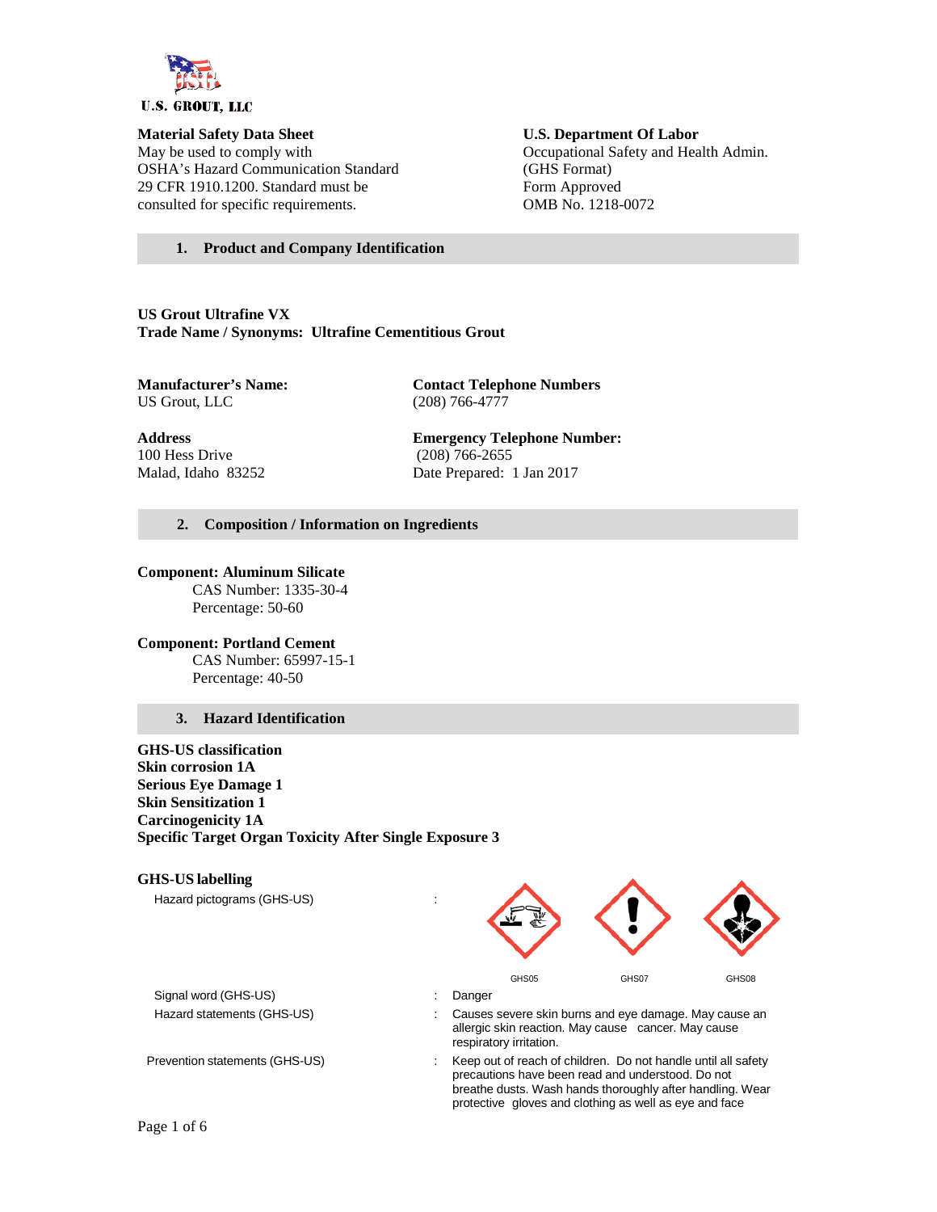U.S. GROUT, LLC

**Material Safety Data Sheet**
May be used to comply with
OSHA's Hazard Communication Standard
29 CFR 1910.1200. Standard must be
consulted for specific requirements.

**U.S. Department Of Labor**
Occupational Safety and Health Admin.
(GHS Format)
Form Approved
OMB No. 1218-0072

## 1. Product and Company Identification

**US Grout Ultrafine VX**
**Trade Name / Synonyms: Ultrafine Cementitious Grout**

**Manufacturer's Name:**
US Grout, LLC

**Contact Telephone Numbers**
(208) 766-4777

**Address**
100 Hess Drive
Malad, Idaho 83252

**Emergency Telephone Number:**
(208) 766-2655
Date Prepared: 1 Jan 2017

## 2. Composition / Information on Ingredients

**Component: Aluminum Silicate**
CAS Number: 1335-30-4
Percentage: 50-60

**Component: Portland Cement**
CAS Number: 65997-15-1
Percentage: 40-50

## 3. Hazard Identification

**GHS-US classification**
**Skin corrosion 1A**
**Serious Eye Damage 1**
**Skin Sensitization 1**
**Carcinogenicity 1A**
**Specific Target Organ Toxicity After Single Exposure 3**

**GHS-US labelling**

| | | |
|---|---|---|
| Hazard pictograms (GHS-US) | : | GHS05 GHS07 GHS08 |
| Signal word (GHS-US) | : | Danger |
| Hazard statements (GHS-US) | : | Causes severe skin burns and eye damage. May cause an allergic skin reaction. May cause cancer. May cause respiratory irritation. |
| Prevention statements (GHS-US) | : | Keep out of reach of children. Do not handle until all safety precautions have been read and understood. Do not breathe dusts. Wash hands thoroughly after handling. Wear protective gloves and clothing as well as eye and face |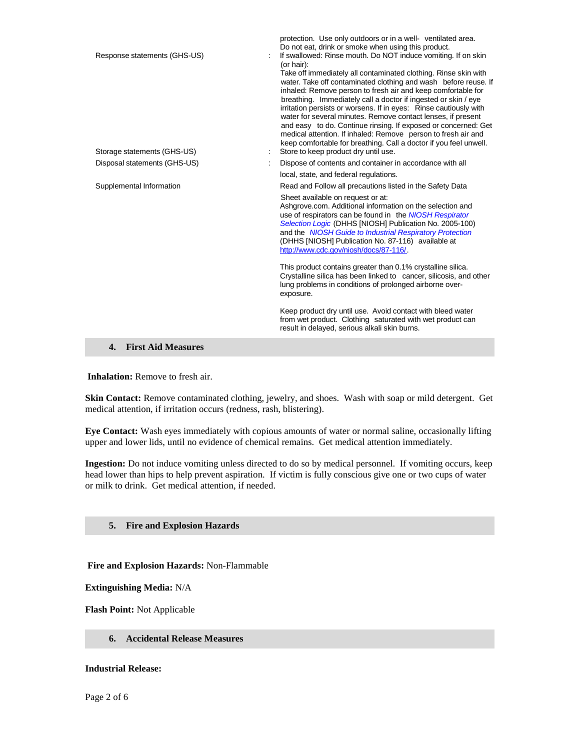| | | |
|---|---|---|
| | | protection. Use only outdoors or in a well- ventilated area. Do not eat, drink or smoke when using this product. |
| Response statements (GHS-US) | : | If swallowed: Rinse mouth. Do NOT induce vomiting. If on skin (or hair): Take off immediately all contaminated clothing. Rinse skin with water. Take off contaminated clothing and wash before reuse. If inhaled: Remove person to fresh air and keep comfortable for breathing. Immediately call a doctor if ingested or skin / eye irritation persists or worsens. If in eyes: Rinse cautiously with water for several minutes. Remove contact lenses, if present and easy to do. Continue rinsing. If exposed or concerned: Get medical attention. If inhaled: Remove person to fresh air and keep comfortable for breathing. Call a doctor if you feel unwell. |
| Storage statements (GHS-US) | : | Store to keep product dry until use. |
| Disposal statements (GHS-US) | : | Dispose of contents and container in accordance with all local, state, and federal regulations. |
| Supplemental Information | | Read and Follow all precautions listed in the Safety Data Sheet available on request or at: Ashgrove.com. Additional information on the selection and use of respirators can be found in the *NIOSH Respirator Selection Logic* (DHHS [NIOSH] Publication No. 2005-100) and the *NIOSH Guide to Industrial Respiratory Protection* (DHHS [NIOSH] Publication No. 87-116) available at http://www.cdc.gov/niosh/docs/87-116/.<br><br>This product contains greater than 0.1% crystalline silica. Crystalline silica has been linked to cancer, silicosis, and other lung problems in conditions of prolonged airborne over-exposure.<br><br>Keep product dry until use. Avoid contact with bleed water from wet product. Clothing saturated with wet product can result in delayed, serious alkali skin burns. |

## 4. First Aid Measures

**Inhalation:** Remove to fresh air.

**Skin Contact:** Remove contaminated clothing, jewelry, and shoes. Wash with soap or mild detergent. Get medical attention, if irritation occurs (redness, rash, blistering).

**Eye Contact:** Wash eyes immediately with copious amounts of water or normal saline, occasionally lifting upper and lower lids, until no evidence of chemical remains. Get medical attention immediately.

**Ingestion:** Do not induce vomiting unless directed to do so by medical personnel. If vomiting occurs, keep head lower than hips to help prevent aspiration. If victim is fully conscious give one or two cups of water or milk to drink. Get medical attention, if needed.

## 5. Fire and Explosion Hazards

**Fire and Explosion Hazards:** Non-Flammable

**Extinguishing Media:** N/A

**Flash Point:** Not Applicable

## 6. Accidental Release Measures

**Industrial Release:**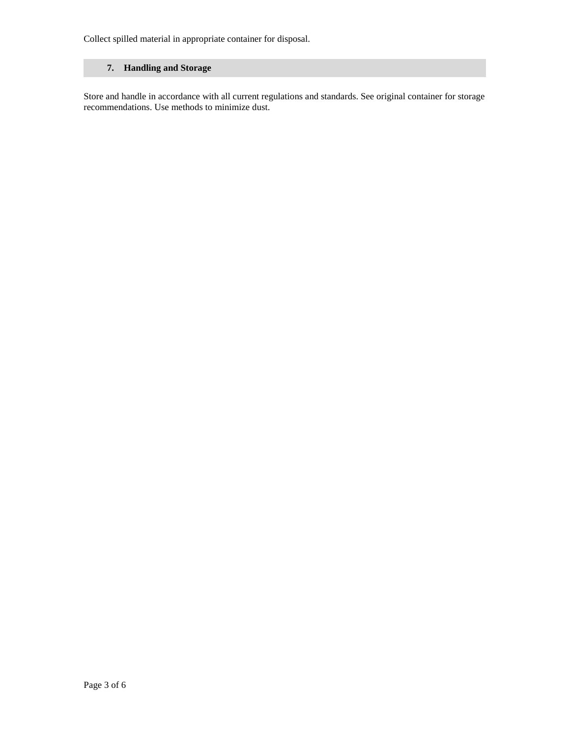Collect spilled material in appropriate container for disposal.

## 7. Handling and Storage

Store and handle in accordance with all current regulations and standards. See original container for storage recommendations. Use methods to minimize dust.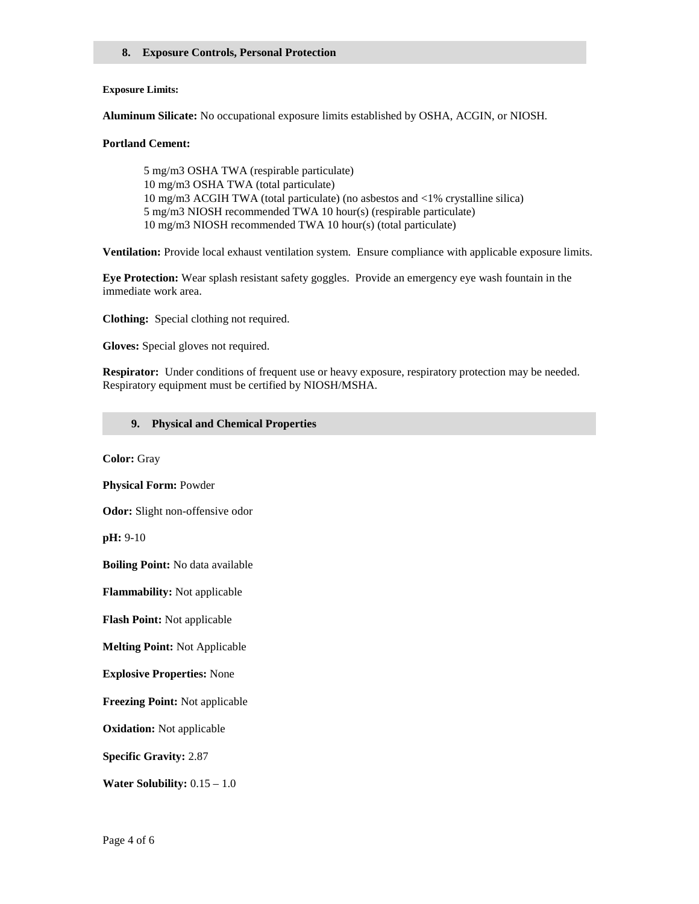## 8. Exposure Controls, Personal Protection

**Exposure Limits:**

**Aluminum Silicate:** No occupational exposure limits established by OSHA, ACGIN, or NIOSH.

**Portland Cement:**

5 mg/m3 OSHA TWA (respirable particulate)
10 mg/m3 OSHA TWA (total particulate)
10 mg/m3 ACGIH TWA (total particulate) (no asbestos and <1% crystalline silica)
5 mg/m3 NIOSH recommended TWA 10 hour(s) (respirable particulate)
10 mg/m3 NIOSH recommended TWA 10 hour(s) (total particulate)

**Ventilation:** Provide local exhaust ventilation system. Ensure compliance with applicable exposure limits.

**Eye Protection:** Wear splash resistant safety goggles. Provide an emergency eye wash fountain in the immediate work area.

**Clothing:** Special clothing not required.

**Gloves:** Special gloves not required.

**Respirator:** Under conditions of frequent use or heavy exposure, respiratory protection may be needed. Respiratory equipment must be certified by NIOSH/MSHA.

## 9. Physical and Chemical Properties

**Color:** Gray

**Physical Form:** Powder

**Odor:** Slight non-offensive odor

**pH:** 9-10

**Boiling Point:** No data available

**Flammability:** Not applicable

**Flash Point:** Not applicable

**Melting Point:** Not Applicable

**Explosive Properties:** None

**Freezing Point:** Not applicable

**Oxidation:** Not applicable

**Specific Gravity:** 2.87

**Water Solubility:** 0.15 – 1.0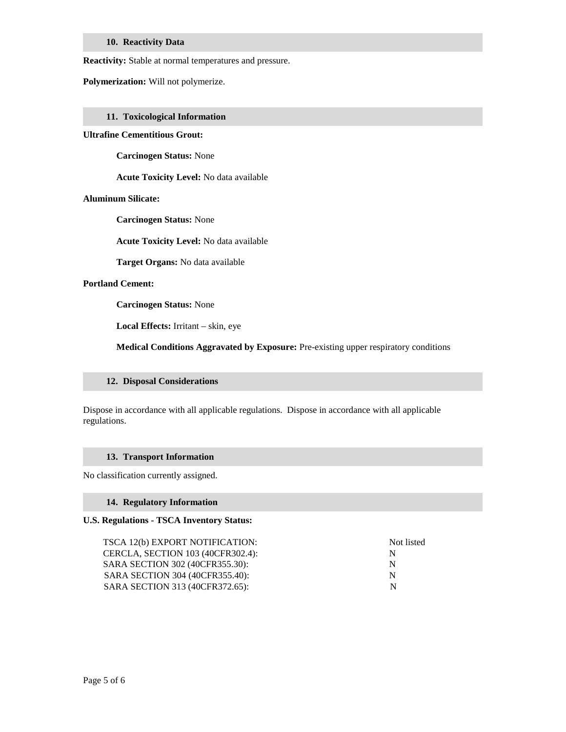## 10. Reactivity Data

**Reactivity:** Stable at normal temperatures and pressure.

**Polymerization:** Will not polymerize.

## 11. Toxicological Information

**Ultrafine Cementitious Grout:**

**Carcinogen Status:** None

**Acute Toxicity Level:** No data available

**Aluminum Silicate:**

**Carcinogen Status:** None

**Acute Toxicity Level:** No data available

**Target Organs:** No data available

**Portland Cement:**

**Carcinogen Status:** None

**Local Effects:** Irritant – skin, eye

**Medical Conditions Aggravated by Exposure:** Pre-existing upper respiratory conditions

## 12. Disposal Considerations

Dispose in accordance with all applicable regulations. Dispose in accordance with all applicable regulations.

## 13. Transport Information

No classification currently assigned.

## 14. Regulatory Information

**U.S. Regulations - TSCA Inventory Status:**

| | |
|---|---|
| TSCA 12(b) EXPORT NOTIFICATION: | Not listed |
| CERCLA, SECTION 103 (40CFR302.4): | N |
| SARA SECTION 302 (40CFR355.30): | N |
| SARA SECTION 304 (40CFR355.40): | N |
| SARA SECTION 313 (40CFR372.65): | N |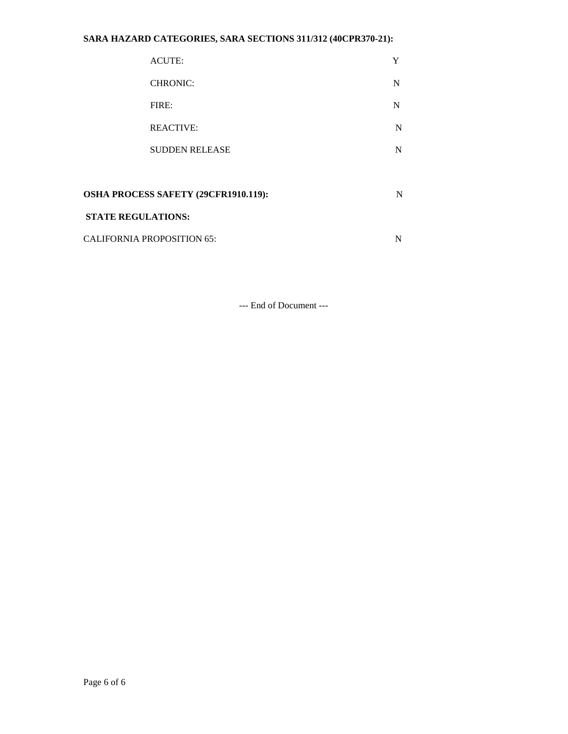**SARA HAZARD CATEGORIES, SARA SECTIONS 311/312 (40CPR370-21):**

| | |
|---|---|
| ACUTE: | Y |
| CHRONIC: | N |
| FIRE: | N |
| REACTIVE: | N |
| SUDDEN RELEASE | N |

**OSHA PROCESS SAFETY (29CFR1910.119):** N

**STATE REGULATIONS:**

CALIFORNIA PROPOSITION 65: N

--- End of Document ---